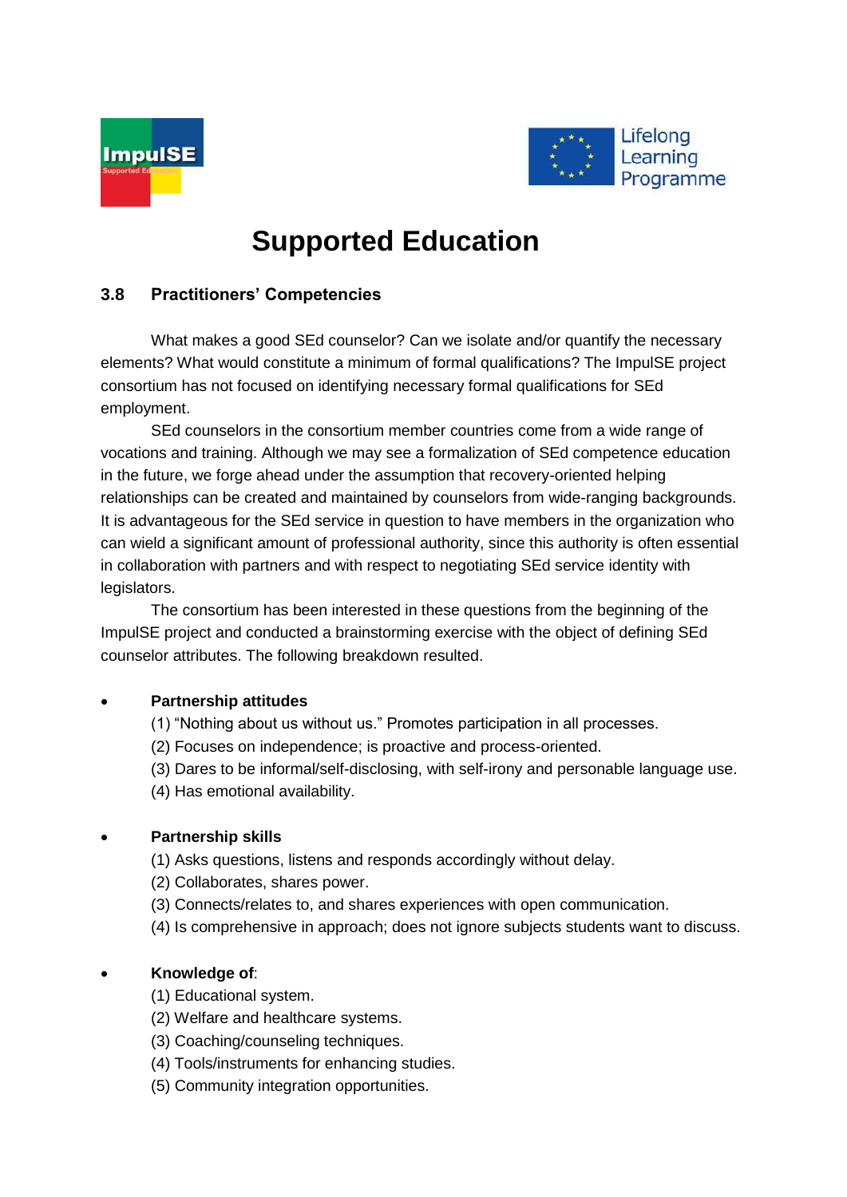# Supported Education

## 3.8 Practitioners' Competencies

What makes a good SEd counselor? Can we isolate and/or quantify the necessary elements? What would constitute a minimum of formal qualifications? The ImpulSE project consortium has not focused on identifying necessary formal qualifications for SEd employment.

SEd counselors in the consortium member countries come from a wide range of vocations and training. Although we may see a formalization of SEd competence education in the future, we forge ahead under the assumption that recovery-oriented helping relationships can be created and maintained by counselors from wide-ranging backgrounds. It is advantageous for the SEd service in question to have members in the organization who can wield a significant amount of professional authority, since this authority is often essential in collaboration with partners and with respect to negotiating SEd service identity with legislators.

The consortium has been interested in these questions from the beginning of the ImpulSE project and conducted a brainstorming exercise with the object of defining SEd counselor attributes. The following breakdown resulted.

- **Partnership attitudes**
  (1) "Nothing about us without us." Promotes participation in all processes.
  (2) Focuses on independence; is proactive and process-oriented.
  (3) Dares to be informal/self-disclosing, with self-irony and personable language use.
  (4) Has emotional availability.

- **Partnership skills**
  (1) Asks questions, listens and responds accordingly without delay.
  (2) Collaborates, shares power.
  (3) Connects/relates to, and shares experiences with open communication.
  (4) Is comprehensive in approach; does not ignore subjects students want to discuss.

- **Knowledge of**:
  (1) Educational system.
  (2) Welfare and healthcare systems.
  (3) Coaching/counseling techniques.
  (4) Tools/instruments for enhancing studies.
  (5) Community integration opportunities.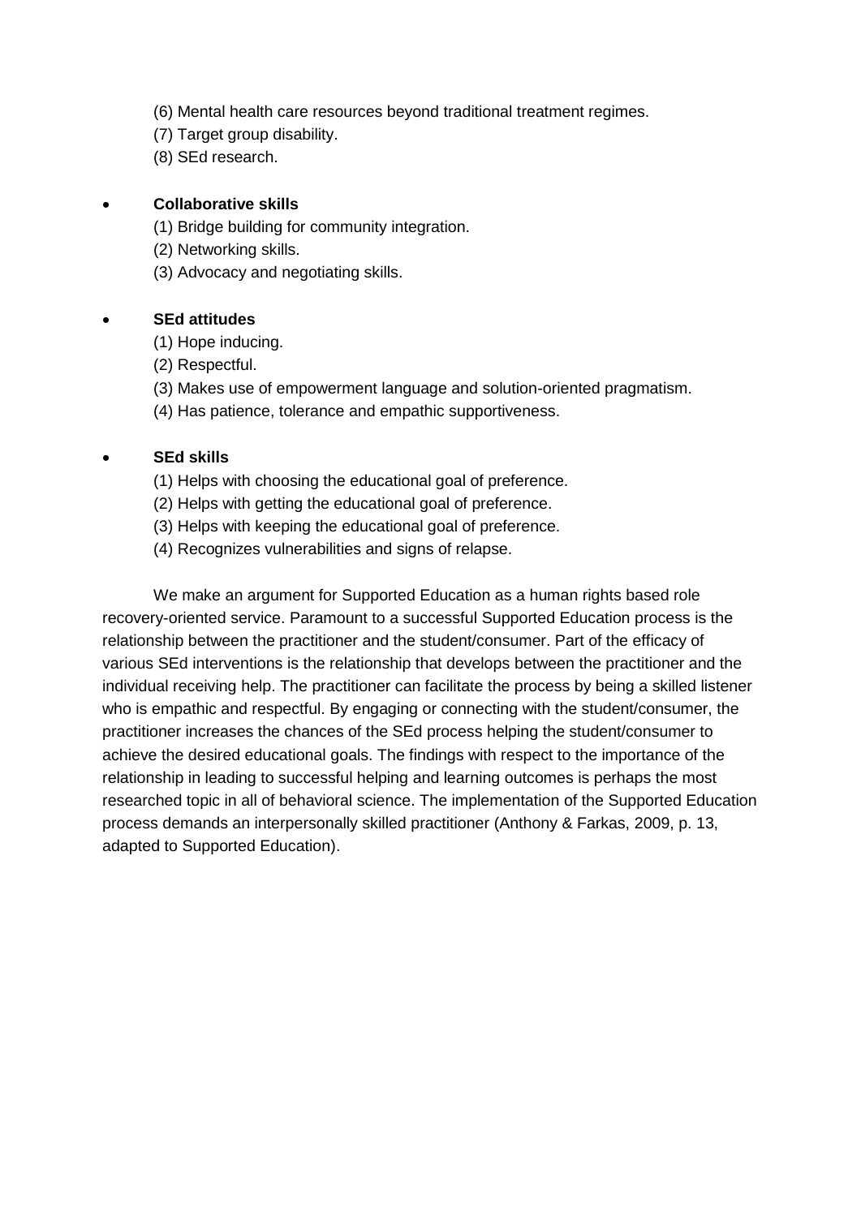(6) Mental health care resources beyond traditional treatment regimes.
(7) Target group disability.
(8) SEd research.

- **Collaborative skills**
  (1) Bridge building for community integration.
  (2) Networking skills.
  (3) Advocacy and negotiating skills.

- **SEd attitudes**
  (1) Hope inducing.
  (2) Respectful.
  (3) Makes use of empowerment language and solution-oriented pragmatism.
  (4) Has patience, tolerance and empathic supportiveness.

- **SEd skills**
  (1) Helps with choosing the educational goal of preference.
  (2) Helps with getting the educational goal of preference.
  (3) Helps with keeping the educational goal of preference.
  (4) Recognizes vulnerabilities and signs of relapse.

We make an argument for Supported Education as a human rights based role recovery-oriented service. Paramount to a successful Supported Education process is the relationship between the practitioner and the student/consumer. Part of the efficacy of various SEd interventions is the relationship that develops between the practitioner and the individual receiving help. The practitioner can facilitate the process by being a skilled listener who is empathic and respectful. By engaging or connecting with the student/consumer, the practitioner increases the chances of the SEd process helping the student/consumer to achieve the desired educational goals. The findings with respect to the importance of the relationship in leading to successful helping and learning outcomes is perhaps the most researched topic in all of behavioral science. The implementation of the Supported Education process demands an interpersonally skilled practitioner (Anthony & Farkas, 2009, p. 13, adapted to Supported Education).